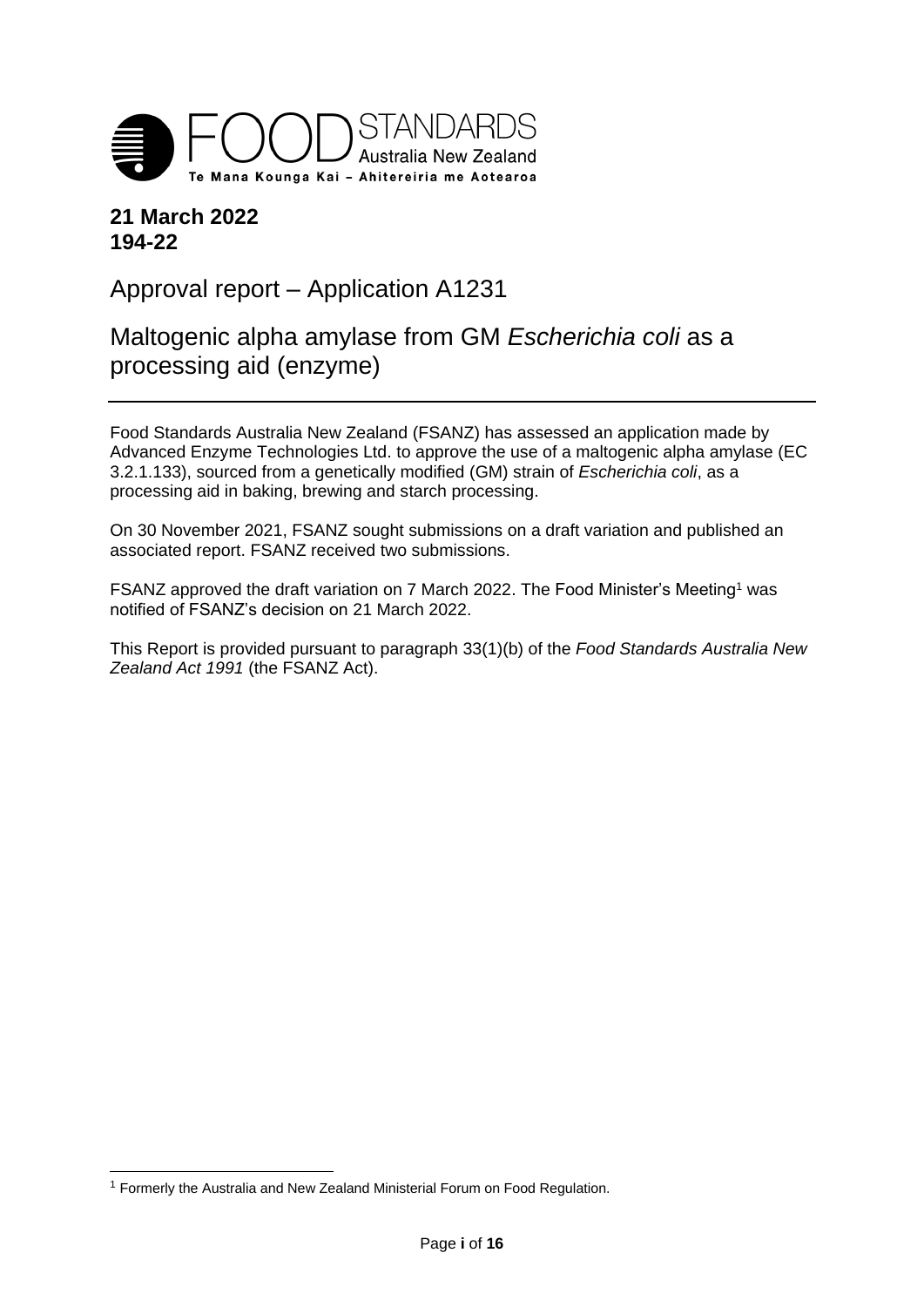FOOD STANDARDS Australia New Zealand
Te Mana Kounga Kai – Ahitereiria me Aotearoa

**21 March 2022**
**194-22**

# Approval report – Application A1231

## Maltogenic alpha amylase from GM *Escherichia coli* as a processing aid (enzyme)

Food Standards Australia New Zealand (FSANZ) has assessed an application made by Advanced Enzyme Technologies Ltd. to approve the use of a maltogenic alpha amylase (EC 3.2.1.133), sourced from a genetically modified (GM) strain of *Escherichia coli*, as a processing aid in baking, brewing and starch processing.

On 30 November 2021, FSANZ sought submissions on a draft variation and published an associated report. FSANZ received two submissions.

FSANZ approved the draft variation on 7 March 2022. The Food Minister's Meeting[1] was notified of FSANZ's decision on 21 March 2022.

This Report is provided pursuant to paragraph 33(1)(b) of the *Food Standards Australia New Zealand Act 1991* (the FSANZ Act).

[1] Formerly the Australia and New Zealand Ministerial Forum on Food Regulation.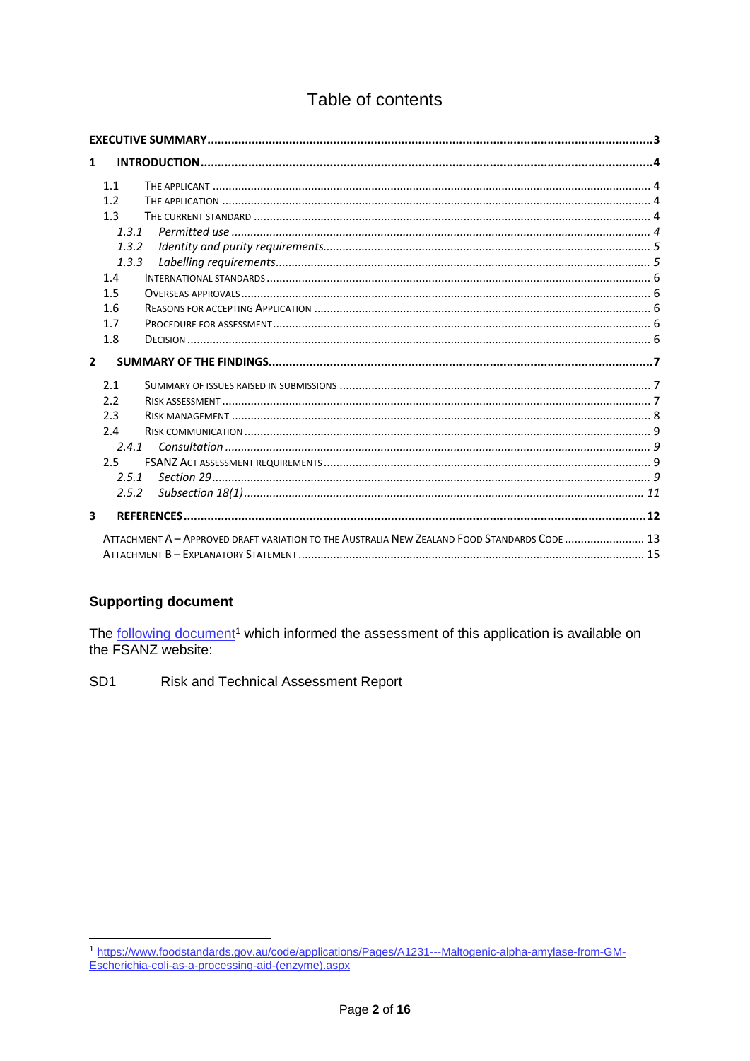# Table of contents

- **EXECUTIVE SUMMARY** ... 3
- **1 INTRODUCTION** ... 4
  - 1.1 THE APPLICANT ... 4
  - 1.2 THE APPLICATION ... 4
  - 1.3 THE CURRENT STANDARD ... 4
    - *1.3.1 Permitted use* ... 4
    - *1.3.2 Identity and purity requirements* ... 5
    - *1.3.3 Labelling requirements* ... 5
  - 1.4 INTERNATIONAL STANDARDS ... 6
  - 1.5 OVERSEAS APPROVALS ... 6
  - 1.6 REASONS FOR ACCEPTING APPLICATION ... 6
  - 1.7 PROCEDURE FOR ASSESSMENT ... 6
  - 1.8 DECISION ... 6
- **2 SUMMARY OF THE FINDINGS** ... 7
  - 2.1 SUMMARY OF ISSUES RAISED IN SUBMISSIONS ... 7
  - 2.2 RISK ASSESSMENT ... 7
  - 2.3 RISK MANAGEMENT ... 8
  - 2.4 RISK COMMUNICATION ... 9
    - *2.4.1 Consultation* ... 9
  - 2.5 FSANZ ACT ASSESSMENT REQUIREMENTS ... 9
    - *2.5.1 Section 29* ... 9
    - *2.5.2 Subsection 18(1)* ... 11
- **3 REFERENCES** ... 12
  - ATTACHMENT A – APPROVED DRAFT VARIATION TO THE AUSTRALIA NEW ZEALAND FOOD STANDARDS CODE ... 13
  - ATTACHMENT B – EXPLANATORY STATEMENT ... 15

## Supporting document

The following document[1] which informed the assessment of this application is available on the FSANZ website:

SD1 Risk and Technical Assessment Report

[1] https://www.foodstandards.gov.au/code/applications/Pages/A1231---Maltogenic-alpha-amylase-from-GM-Escherichia-coli-as-a-processing-aid-(enzyme).aspx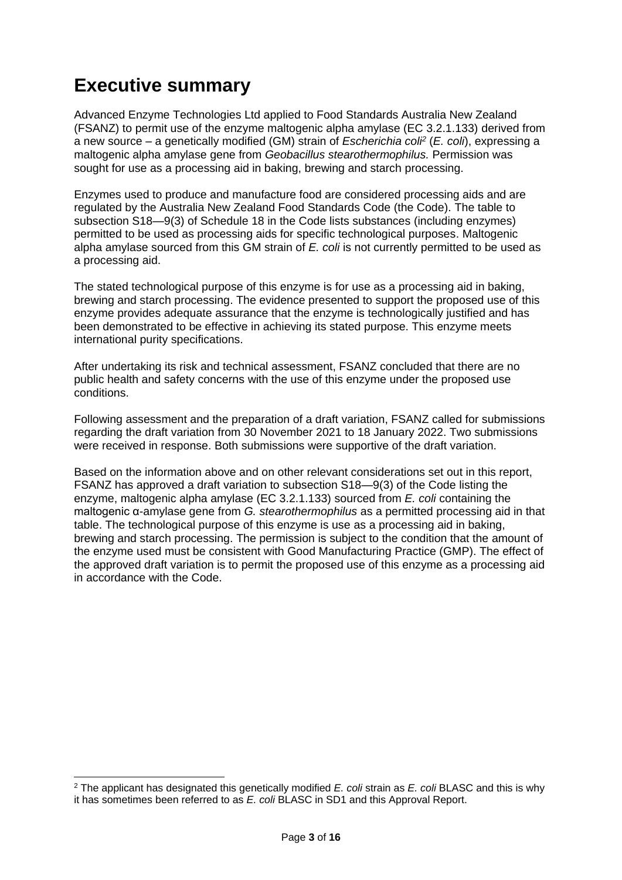# Executive summary

Advanced Enzyme Technologies Ltd applied to Food Standards Australia New Zealand (FSANZ) to permit use of the enzyme maltogenic alpha amylase (EC 3.2.1.133) derived from a new source – a genetically modified (GM) strain of *Escherichia coli*[2] (*E. coli*), expressing a maltogenic alpha amylase gene from *Geobacillus stearothermophilus.* Permission was sought for use as a processing aid in baking, brewing and starch processing.

Enzymes used to produce and manufacture food are considered processing aids and are regulated by the Australia New Zealand Food Standards Code (the Code). The table to subsection S18—9(3) of Schedule 18 in the Code lists substances (including enzymes) permitted to be used as processing aids for specific technological purposes. Maltogenic alpha amylase sourced from this GM strain of *E. coli* is not currently permitted to be used as a processing aid.

The stated technological purpose of this enzyme is for use as a processing aid in baking, brewing and starch processing. The evidence presented to support the proposed use of this enzyme provides adequate assurance that the enzyme is technologically justified and has been demonstrated to be effective in achieving its stated purpose. This enzyme meets international purity specifications.

After undertaking its risk and technical assessment, FSANZ concluded that there are no public health and safety concerns with the use of this enzyme under the proposed use conditions.

Following assessment and the preparation of a draft variation, FSANZ called for submissions regarding the draft variation from 30 November 2021 to 18 January 2022. Two submissions were received in response. Both submissions were supportive of the draft variation.

Based on the information above and on other relevant considerations set out in this report, FSANZ has approved a draft variation to subsection S18—9(3) of the Code listing the enzyme, maltogenic alpha amylase (EC 3.2.1.133) sourced from *E. coli* containing the maltogenic α-amylase gene from *G. stearothermophilus* as a permitted processing aid in that table. The technological purpose of this enzyme is use as a processing aid in baking, brewing and starch processing. The permission is subject to the condition that the amount of the enzyme used must be consistent with Good Manufacturing Practice (GMP). The effect of the approved draft variation is to permit the proposed use of this enzyme as a processing aid in accordance with the Code.

[2] The applicant has designated this genetically modified *E. coli* strain as *E. coli* BLASC and this is why it has sometimes been referred to as *E. coli* BLASC in SD1 and this Approval Report.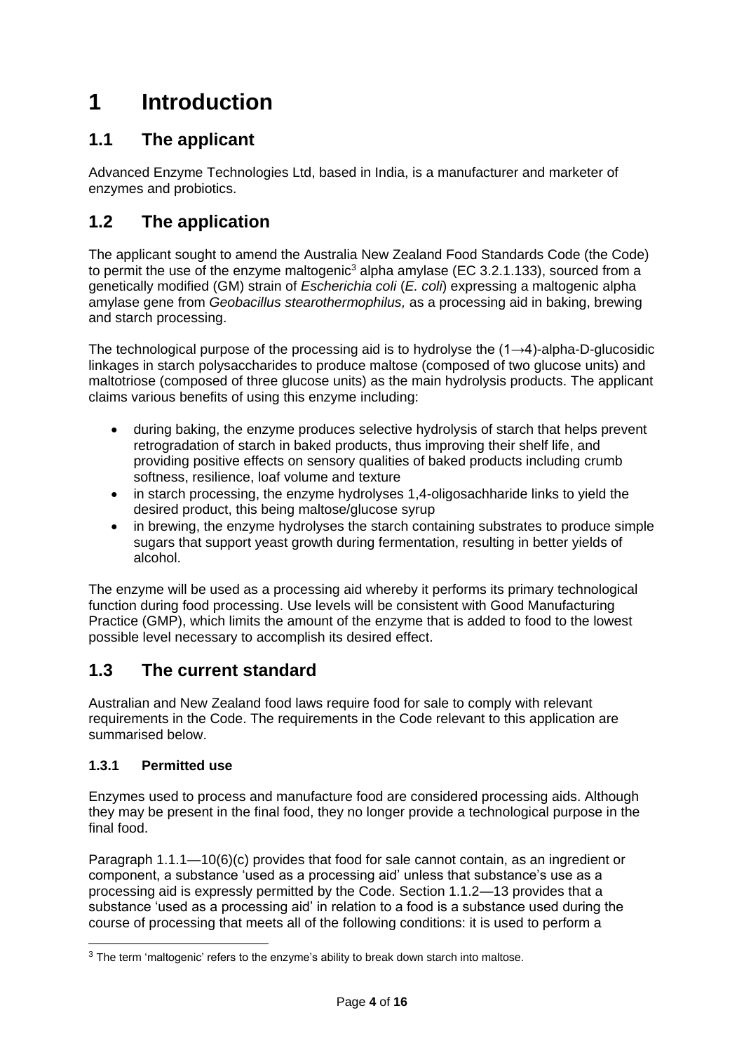# 1 Introduction

## 1.1 The applicant

Advanced Enzyme Technologies Ltd, based in India, is a manufacturer and marketer of enzymes and probiotics.

## 1.2 The application

The applicant sought to amend the Australia New Zealand Food Standards Code (the Code) to permit the use of the enzyme maltogenic[3] alpha amylase (EC 3.2.1.133), sourced from a genetically modified (GM) strain of *Escherichia coli* (*E. coli*) expressing a maltogenic alpha amylase gene from *Geobacillus stearothermophilus,* as a processing aid in baking, brewing and starch processing.

The technological purpose of the processing aid is to hydrolyse the (1→4)-alpha-D-glucosidic linkages in starch polysaccharides to produce maltose (composed of two glucose units) and maltotriose (composed of three glucose units) as the main hydrolysis products. The applicant claims various benefits of using this enzyme including:

- during baking, the enzyme produces selective hydrolysis of starch that helps prevent retrogradation of starch in baked products, thus improving their shelf life, and providing positive effects on sensory qualities of baked products including crumb softness, resilience, loaf volume and texture
- in starch processing, the enzyme hydrolyses 1,4-oligosachharide links to yield the desired product, this being maltose/glucose syrup
- in brewing, the enzyme hydrolyses the starch containing substrates to produce simple sugars that support yeast growth during fermentation, resulting in better yields of alcohol.

The enzyme will be used as a processing aid whereby it performs its primary technological function during food processing. Use levels will be consistent with Good Manufacturing Practice (GMP), which limits the amount of the enzyme that is added to food to the lowest possible level necessary to accomplish its desired effect.

## 1.3 The current standard

Australian and New Zealand food laws require food for sale to comply with relevant requirements in the Code. The requirements in the Code relevant to this application are summarised below.

### 1.3.1 Permitted use

Enzymes used to process and manufacture food are considered processing aids. Although they may be present in the final food, they no longer provide a technological purpose in the final food.

Paragraph 1.1.1—10(6)(c) provides that food for sale cannot contain, as an ingredient or component, a substance 'used as a processing aid' unless that substance's use as a processing aid is expressly permitted by the Code. Section 1.1.2—13 provides that a substance 'used as a processing aid' in relation to a food is a substance used during the course of processing that meets all of the following conditions: it is used to perform a

[3] The term 'maltogenic' refers to the enzyme's ability to break down starch into maltose.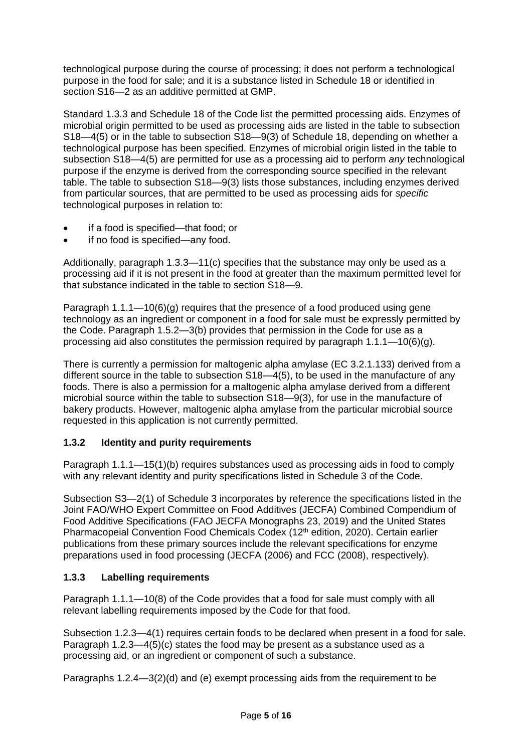technological purpose during the course of processing; it does not perform a technological purpose in the food for sale; and it is a substance listed in Schedule 18 or identified in section S16—2 as an additive permitted at GMP.

Standard 1.3.3 and Schedule 18 of the Code list the permitted processing aids. Enzymes of microbial origin permitted to be used as processing aids are listed in the table to subsection S18—4(5) or in the table to subsection S18—9(3) of Schedule 18, depending on whether a technological purpose has been specified. Enzymes of microbial origin listed in the table to subsection S18—4(5) are permitted for use as a processing aid to perform *any* technological purpose if the enzyme is derived from the corresponding source specified in the relevant table. The table to subsection S18—9(3) lists those substances, including enzymes derived from particular sources, that are permitted to be used as processing aids for *specific* technological purposes in relation to:

- if a food is specified—that food; or
- if no food is specified—any food.

Additionally, paragraph 1.3.3—11(c) specifies that the substance may only be used as a processing aid if it is not present in the food at greater than the maximum permitted level for that substance indicated in the table to section S18—9.

Paragraph 1.1.1—10(6)(g) requires that the presence of a food produced using gene technology as an ingredient or component in a food for sale must be expressly permitted by the Code. Paragraph 1.5.2—3(b) provides that permission in the Code for use as a processing aid also constitutes the permission required by paragraph 1.1.1—10(6)(g).

There is currently a permission for maltogenic alpha amylase (EC 3.2.1.133) derived from a different source in the table to subsection S18—4(5), to be used in the manufacture of any foods. There is also a permission for a maltogenic alpha amylase derived from a different microbial source within the table to subsection S18—9(3), for use in the manufacture of bakery products. However, maltogenic alpha amylase from the particular microbial source requested in this application is not currently permitted.

### 1.3.2 Identity and purity requirements

Paragraph 1.1.1—15(1)(b) requires substances used as processing aids in food to comply with any relevant identity and purity specifications listed in Schedule 3 of the Code.

Subsection S3—2(1) of Schedule 3 incorporates by reference the specifications listed in the Joint FAO/WHO Expert Committee on Food Additives (JECFA) Combined Compendium of Food Additive Specifications (FAO JECFA Monographs 23, 2019) and the United States Pharmacopeial Convention Food Chemicals Codex (12th edition, 2020). Certain earlier publications from these primary sources include the relevant specifications for enzyme preparations used in food processing (JECFA (2006) and FCC (2008), respectively).

### 1.3.3 Labelling requirements

Paragraph 1.1.1—10(8) of the Code provides that a food for sale must comply with all relevant labelling requirements imposed by the Code for that food.

Subsection 1.2.3—4(1) requires certain foods to be declared when present in a food for sale. Paragraph 1.2.3—4(5)(c) states the food may be present as a substance used as a processing aid, or an ingredient or component of such a substance.

Paragraphs 1.2.4—3(2)(d) and (e) exempt processing aids from the requirement to be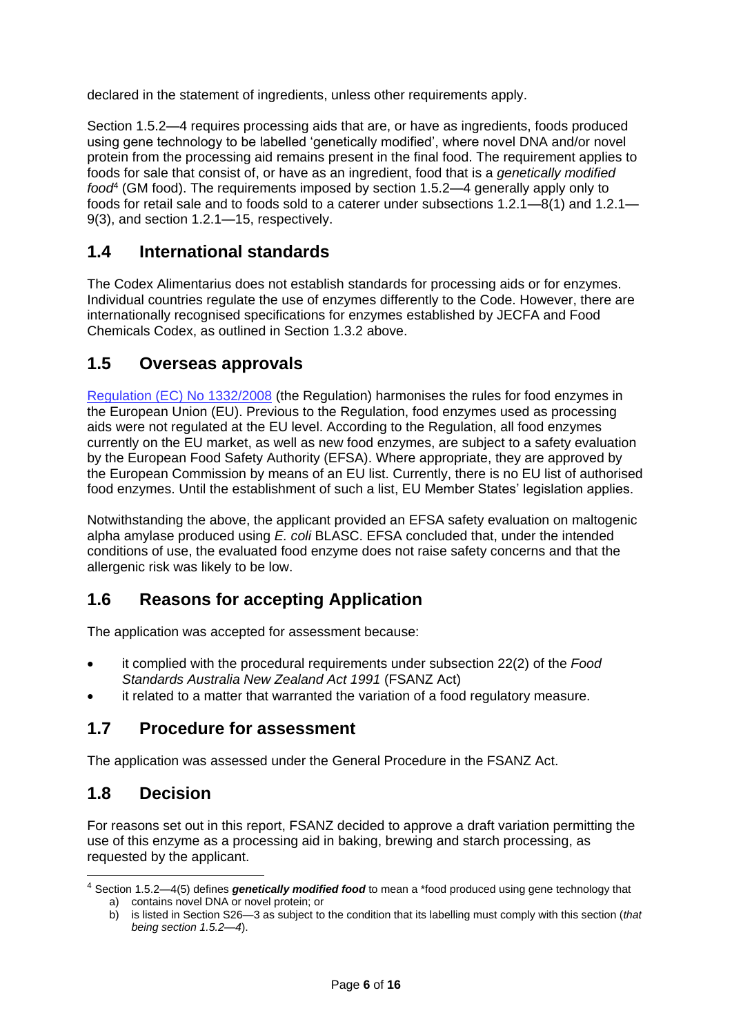declared in the statement of ingredients, unless other requirements apply.

Section 1.5.2—4 requires processing aids that are, or have as ingredients, foods produced using gene technology to be labelled 'genetically modified', where novel DNA and/or novel protein from the processing aid remains present in the final food. The requirement applies to foods for sale that consist of, or have as an ingredient, food that is a *genetically modified food*[4] (GM food). The requirements imposed by section 1.5.2—4 generally apply only to foods for retail sale and to foods sold to a caterer under subsections 1.2.1—8(1) and 1.2.1—9(3), and section 1.2.1—15, respectively.

## 1.4 International standards

The Codex Alimentarius does not establish standards for processing aids or for enzymes. Individual countries regulate the use of enzymes differently to the Code. However, there are internationally recognised specifications for enzymes established by JECFA and Food Chemicals Codex, as outlined in Section 1.3.2 above.

## 1.5 Overseas approvals

Regulation (EC) No 1332/2008 (the Regulation) harmonises the rules for food enzymes in the European Union (EU). Previous to the Regulation, food enzymes used as processing aids were not regulated at the EU level. According to the Regulation, all food enzymes currently on the EU market, as well as new food enzymes, are subject to a safety evaluation by the European Food Safety Authority (EFSA). Where appropriate, they are approved by the European Commission by means of an EU list. Currently, there is no EU list of authorised food enzymes. Until the establishment of such a list, EU Member States' legislation applies.

Notwithstanding the above, the applicant provided an EFSA safety evaluation on maltogenic alpha amylase produced using *E. coli* BLASC. EFSA concluded that, under the intended conditions of use, the evaluated food enzyme does not raise safety concerns and that the allergenic risk was likely to be low.

## 1.6 Reasons for accepting Application

The application was accepted for assessment because:

- it complied with the procedural requirements under subsection 22(2) of the *Food Standards Australia New Zealand Act 1991* (FSANZ Act)
- it related to a matter that warranted the variation of a food regulatory measure.

## 1.7 Procedure for assessment

The application was assessed under the General Procedure in the FSANZ Act.

## 1.8 Decision

For reasons set out in this report, FSANZ decided to approve a draft variation permitting the use of this enzyme as a processing aid in baking, brewing and starch processing, as requested by the applicant.

---

[4] Section 1.5.2—4(5) defines ***genetically modified food*** to mean a *food produced using gene technology that

a) contains novel DNA or novel protein; or
b) is listed in Section S26—3 as subject to the condition that its labelling must comply with this section (*that being section 1.5.2—4*).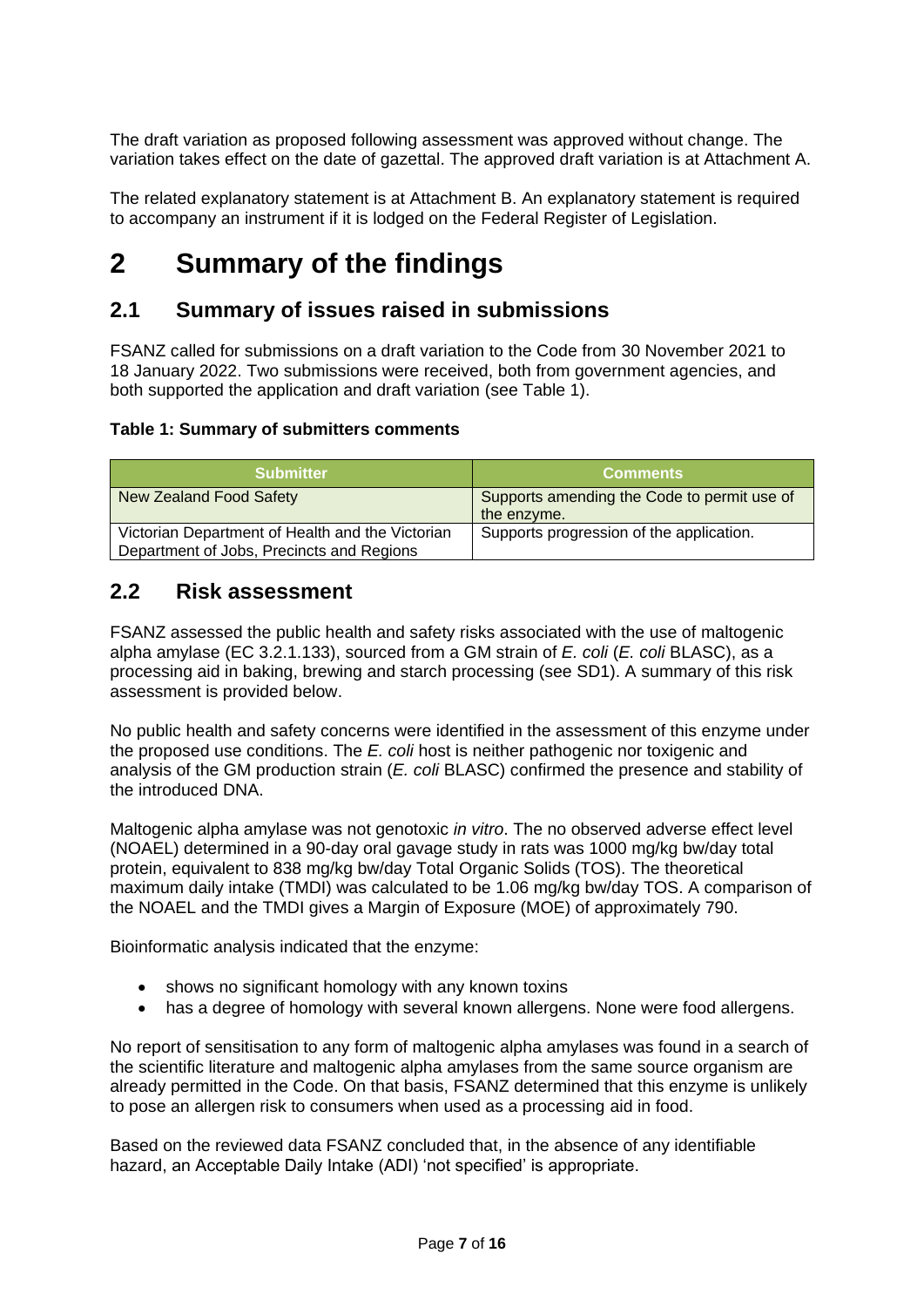The draft variation as proposed following assessment was approved without change. The variation takes effect on the date of gazettal. The approved draft variation is at Attachment A.

The related explanatory statement is at Attachment B. An explanatory statement is required to accompany an instrument if it is lodged on the Federal Register of Legislation.

# 2 Summary of the findings

## 2.1 Summary of issues raised in submissions

FSANZ called for submissions on a draft variation to the Code from 30 November 2021 to 18 January 2022. Two submissions were received, both from government agencies, and both supported the application and draft variation (see Table 1).

**Table 1: Summary of submitters comments**

| Submitter | Comments |
|---|---|
| New Zealand Food Safety | Supports amending the Code to permit use of the enzyme. |
| Victorian Department of Health and the Victorian Department of Jobs, Precincts and Regions | Supports progression of the application. |

## 2.2 Risk assessment

FSANZ assessed the public health and safety risks associated with the use of maltogenic alpha amylase (EC 3.2.1.133), sourced from a GM strain of *E. coli* (*E. coli* BLASC), as a processing aid in baking, brewing and starch processing (see SD1). A summary of this risk assessment is provided below.

No public health and safety concerns were identified in the assessment of this enzyme under the proposed use conditions. The *E. coli* host is neither pathogenic nor toxigenic and analysis of the GM production strain (*E. coli* BLASC) confirmed the presence and stability of the introduced DNA.

Maltogenic alpha amylase was not genotoxic *in vitro*. The no observed adverse effect level (NOAEL) determined in a 90-day oral gavage study in rats was 1000 mg/kg bw/day total protein, equivalent to 838 mg/kg bw/day Total Organic Solids (TOS). The theoretical maximum daily intake (TMDI) was calculated to be 1.06 mg/kg bw/day TOS. A comparison of the NOAEL and the TMDI gives a Margin of Exposure (MOE) of approximately 790.

Bioinformatic analysis indicated that the enzyme:

- shows no significant homology with any known toxins
- has a degree of homology with several known allergens. None were food allergens.

No report of sensitisation to any form of maltogenic alpha amylases was found in a search of the scientific literature and maltogenic alpha amylases from the same source organism are already permitted in the Code. On that basis, FSANZ determined that this enzyme is unlikely to pose an allergen risk to consumers when used as a processing aid in food.

Based on the reviewed data FSANZ concluded that, in the absence of any identifiable hazard, an Acceptable Daily Intake (ADI) 'not specified' is appropriate.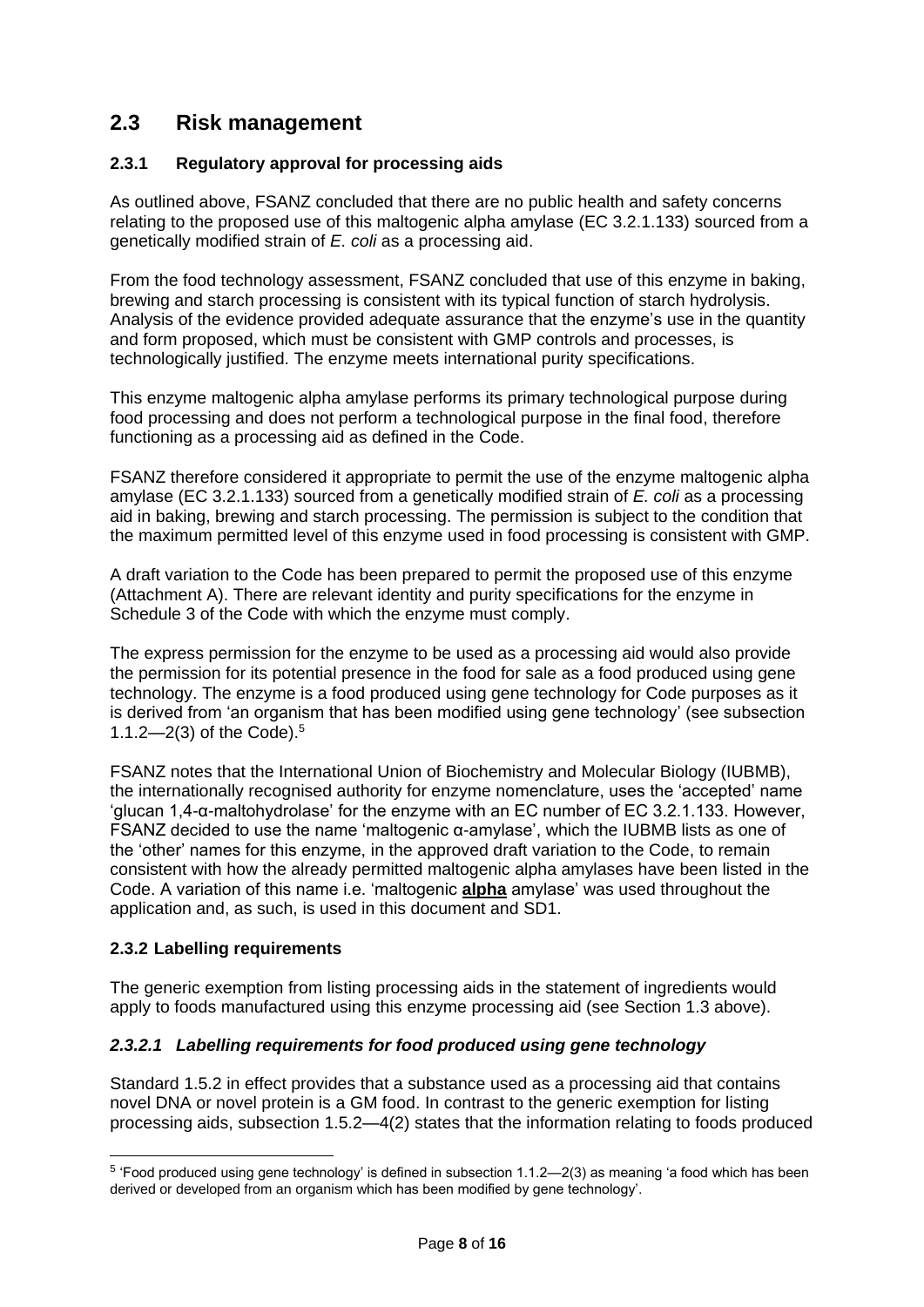## 2.3 Risk management

### 2.3.1 Regulatory approval for processing aids

As outlined above, FSANZ concluded that there are no public health and safety concerns relating to the proposed use of this maltogenic alpha amylase (EC 3.2.1.133) sourced from a genetically modified strain of *E. coli* as a processing aid.

From the food technology assessment, FSANZ concluded that use of this enzyme in baking, brewing and starch processing is consistent with its typical function of starch hydrolysis. Analysis of the evidence provided adequate assurance that the enzyme's use in the quantity and form proposed, which must be consistent with GMP controls and processes, is technologically justified. The enzyme meets international purity specifications.

This enzyme maltogenic alpha amylase performs its primary technological purpose during food processing and does not perform a technological purpose in the final food, therefore functioning as a processing aid as defined in the Code.

FSANZ therefore considered it appropriate to permit the use of the enzyme maltogenic alpha amylase (EC 3.2.1.133) sourced from a genetically modified strain of *E. coli* as a processing aid in baking, brewing and starch processing. The permission is subject to the condition that the maximum permitted level of this enzyme used in food processing is consistent with GMP.

A draft variation to the Code has been prepared to permit the proposed use of this enzyme (Attachment A). There are relevant identity and purity specifications for the enzyme in Schedule 3 of the Code with which the enzyme must comply.

The express permission for the enzyme to be used as a processing aid would also provide the permission for its potential presence in the food for sale as a food produced using gene technology. The enzyme is a food produced using gene technology for Code purposes as it is derived from 'an organism that has been modified using gene technology' (see subsection 1.1.2—2(3) of the Code).[5]

FSANZ notes that the International Union of Biochemistry and Molecular Biology (IUBMB), the internationally recognised authority for enzyme nomenclature, uses the 'accepted' name 'glucan 1,4-α-maltohydrolase' for the enzyme with an EC number of EC 3.2.1.133. However, FSANZ decided to use the name 'maltogenic α-amylase', which the IUBMB lists as one of the 'other' names for this enzyme, in the approved draft variation to the Code, to remain consistent with how the already permitted maltogenic alpha amylases have been listed in the Code. A variation of this name i.e. 'maltogenic **alpha** amylase' was used throughout the application and, as such, is used in this document and SD1.

### 2.3.2 Labelling requirements

The generic exemption from listing processing aids in the statement of ingredients would apply to foods manufactured using this enzyme processing aid (see Section 1.3 above).

#### *2.3.2.1 Labelling requirements for food produced using gene technology*

Standard 1.5.2 in effect provides that a substance used as a processing aid that contains novel DNA or novel protein is a GM food. In contrast to the generic exemption for listing processing aids, subsection 1.5.2—4(2) states that the information relating to foods produced

[5] 'Food produced using gene technology' is defined in subsection 1.1.2—2(3) as meaning 'a food which has been derived or developed from an organism which has been modified by gene technology'.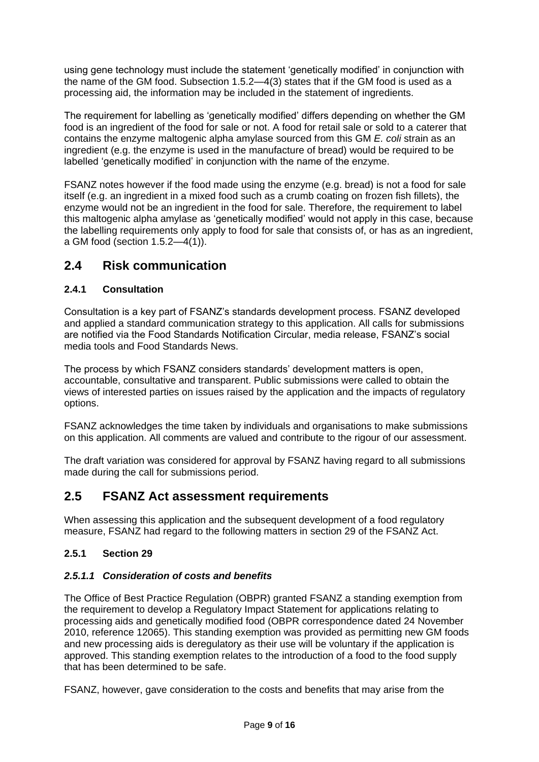using gene technology must include the statement 'genetically modified' in conjunction with the name of the GM food. Subsection 1.5.2—4(3) states that if the GM food is used as a processing aid, the information may be included in the statement of ingredients.

The requirement for labelling as 'genetically modified' differs depending on whether the GM food is an ingredient of the food for sale or not. A food for retail sale or sold to a caterer that contains the enzyme maltogenic alpha amylase sourced from this GM *E. coli* strain as an ingredient (e.g. the enzyme is used in the manufacture of bread) would be required to be labelled 'genetically modified' in conjunction with the name of the enzyme.

FSANZ notes however if the food made using the enzyme (e.g. bread) is not a food for sale itself (e.g. an ingredient in a mixed food such as a crumb coating on frozen fish fillets), the enzyme would not be an ingredient in the food for sale. Therefore, the requirement to label this maltogenic alpha amylase as 'genetically modified' would not apply in this case, because the labelling requirements only apply to food for sale that consists of, or has as an ingredient, a GM food (section 1.5.2—4(1)).

## 2.4 Risk communication

### 2.4.1 Consultation

Consultation is a key part of FSANZ's standards development process. FSANZ developed and applied a standard communication strategy to this application. All calls for submissions are notified via the Food Standards Notification Circular, media release, FSANZ's social media tools and Food Standards News.

The process by which FSANZ considers standards' development matters is open, accountable, consultative and transparent. Public submissions were called to obtain the views of interested parties on issues raised by the application and the impacts of regulatory options.

FSANZ acknowledges the time taken by individuals and organisations to make submissions on this application. All comments are valued and contribute to the rigour of our assessment.

The draft variation was considered for approval by FSANZ having regard to all submissions made during the call for submissions period.

## 2.5 FSANZ Act assessment requirements

When assessing this application and the subsequent development of a food regulatory measure, FSANZ had regard to the following matters in section 29 of the FSANZ Act.

### 2.5.1 Section 29

#### *2.5.1.1 Consideration of costs and benefits*

The Office of Best Practice Regulation (OBPR) granted FSANZ a standing exemption from the requirement to develop a Regulatory Impact Statement for applications relating to processing aids and genetically modified food (OBPR correspondence dated 24 November 2010, reference 12065). This standing exemption was provided as permitting new GM foods and new processing aids is deregulatory as their use will be voluntary if the application is approved. This standing exemption relates to the introduction of a food to the food supply that has been determined to be safe.

FSANZ, however, gave consideration to the costs and benefits that may arise from the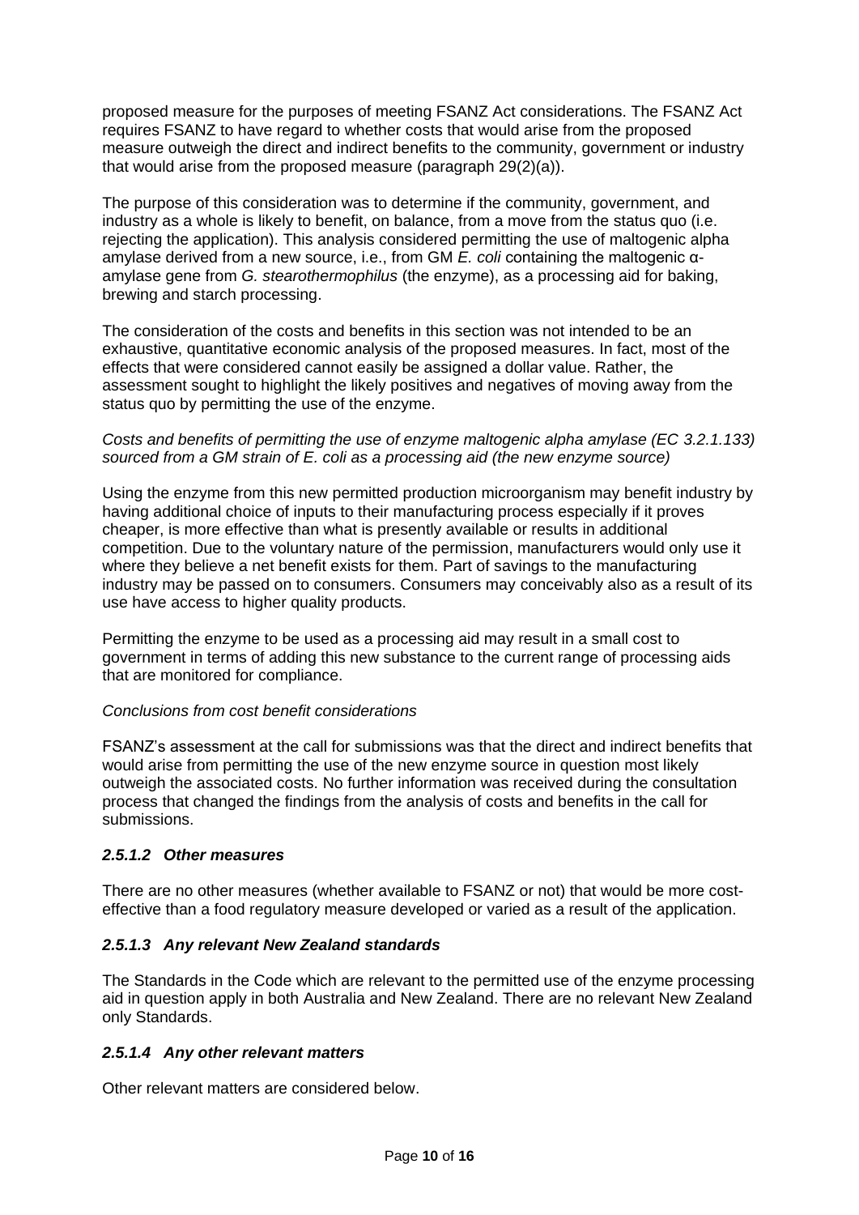proposed measure for the purposes of meeting FSANZ Act considerations. The FSANZ Act requires FSANZ to have regard to whether costs that would arise from the proposed measure outweigh the direct and indirect benefits to the community, government or industry that would arise from the proposed measure (paragraph 29(2)(a)).

The purpose of this consideration was to determine if the community, government, and industry as a whole is likely to benefit, on balance, from a move from the status quo (i.e. rejecting the application). This analysis considered permitting the use of maltogenic alpha amylase derived from a new source, i.e., from GM *E. coli* containing the maltogenic α-amylase gene from *G. stearothermophilus* (the enzyme), as a processing aid for baking, brewing and starch processing.

The consideration of the costs and benefits in this section was not intended to be an exhaustive, quantitative economic analysis of the proposed measures. In fact, most of the effects that were considered cannot easily be assigned a dollar value. Rather, the assessment sought to highlight the likely positives and negatives of moving away from the status quo by permitting the use of the enzyme.

*Costs and benefits of permitting the use of enzyme maltogenic alpha amylase (EC 3.2.1.133) sourced from a GM strain of E. coli as a processing aid (the new enzyme source)*

Using the enzyme from this new permitted production microorganism may benefit industry by having additional choice of inputs to their manufacturing process especially if it proves cheaper, is more effective than what is presently available or results in additional competition. Due to the voluntary nature of the permission, manufacturers would only use it where they believe a net benefit exists for them. Part of savings to the manufacturing industry may be passed on to consumers. Consumers may conceivably also as a result of its use have access to higher quality products.

Permitting the enzyme to be used as a processing aid may result in a small cost to government in terms of adding this new substance to the current range of processing aids that are monitored for compliance.

*Conclusions from cost benefit considerations*

FSANZ's assessment at the call for submissions was that the direct and indirect benefits that would arise from permitting the use of the new enzyme source in question most likely outweigh the associated costs. No further information was received during the consultation process that changed the findings from the analysis of costs and benefits in the call for submissions.

#### *2.5.1.2 Other measures*

There are no other measures (whether available to FSANZ or not) that would be more cost-effective than a food regulatory measure developed or varied as a result of the application.

#### *2.5.1.3 Any relevant New Zealand standards*

The Standards in the Code which are relevant to the permitted use of the enzyme processing aid in question apply in both Australia and New Zealand. There are no relevant New Zealand only Standards.

#### *2.5.1.4 Any other relevant matters*

Other relevant matters are considered below.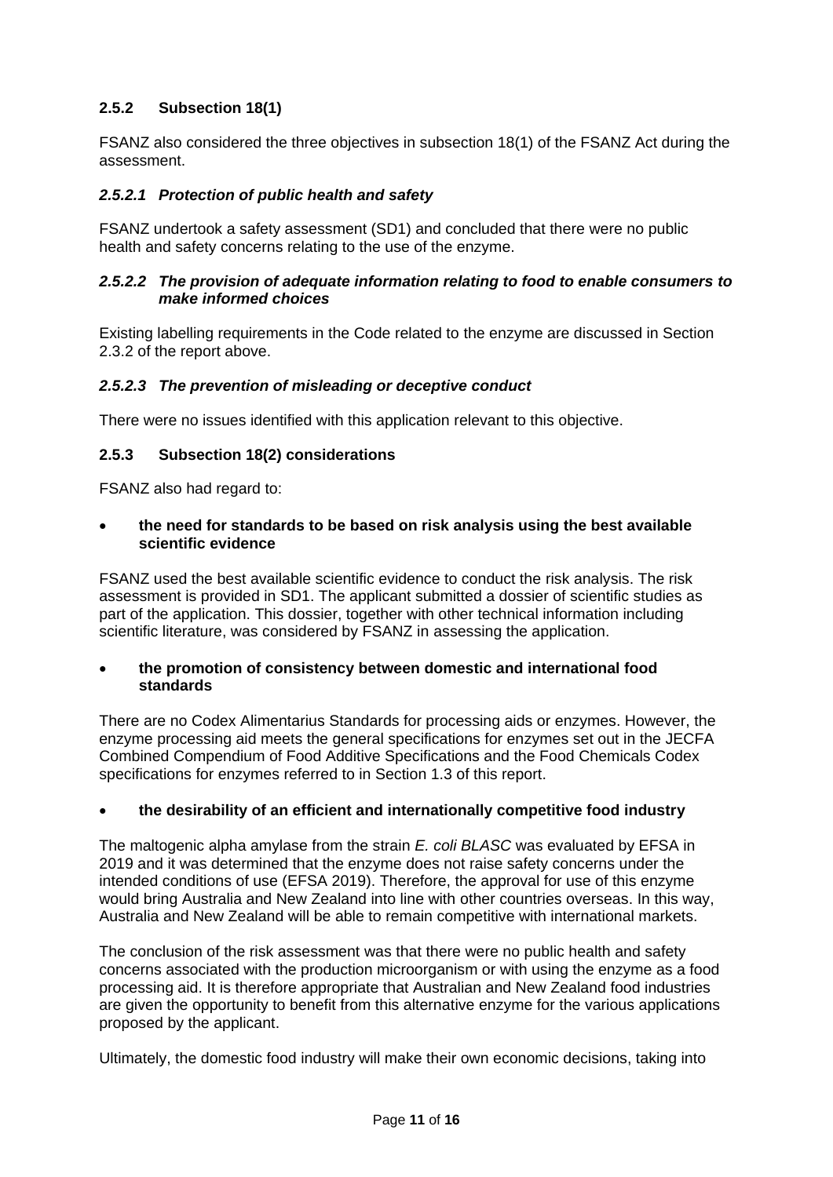### 2.5.2 Subsection 18(1)

FSANZ also considered the three objectives in subsection 18(1) of the FSANZ Act during the assessment.

#### *2.5.2.1 Protection of public health and safety*

FSANZ undertook a safety assessment (SD1) and concluded that there were no public health and safety concerns relating to the use of the enzyme.

#### *2.5.2.2 The provision of adequate information relating to food to enable consumers to make informed choices*

Existing labelling requirements in the Code related to the enzyme are discussed in Section 2.3.2 of the report above.

#### *2.5.2.3 The prevention of misleading or deceptive conduct*

There were no issues identified with this application relevant to this objective.

### 2.5.3 Subsection 18(2) considerations

FSANZ also had regard to:

- **the need for standards to be based on risk analysis using the best available scientific evidence**

FSANZ used the best available scientific evidence to conduct the risk analysis. The risk assessment is provided in SD1. The applicant submitted a dossier of scientific studies as part of the application. This dossier, together with other technical information including scientific literature, was considered by FSANZ in assessing the application.

- **the promotion of consistency between domestic and international food standards**

There are no Codex Alimentarius Standards for processing aids or enzymes. However, the enzyme processing aid meets the general specifications for enzymes set out in the JECFA Combined Compendium of Food Additive Specifications and the Food Chemicals Codex specifications for enzymes referred to in Section 1.3 of this report.

- **the desirability of an efficient and internationally competitive food industry**

The maltogenic alpha amylase from the strain *E. coli BLASC* was evaluated by EFSA in 2019 and it was determined that the enzyme does not raise safety concerns under the intended conditions of use (EFSA 2019). Therefore, the approval for use of this enzyme would bring Australia and New Zealand into line with other countries overseas. In this way, Australia and New Zealand will be able to remain competitive with international markets.

The conclusion of the risk assessment was that there were no public health and safety concerns associated with the production microorganism or with using the enzyme as a food processing aid. It is therefore appropriate that Australian and New Zealand food industries are given the opportunity to benefit from this alternative enzyme for the various applications proposed by the applicant.

Ultimately, the domestic food industry will make their own economic decisions, taking into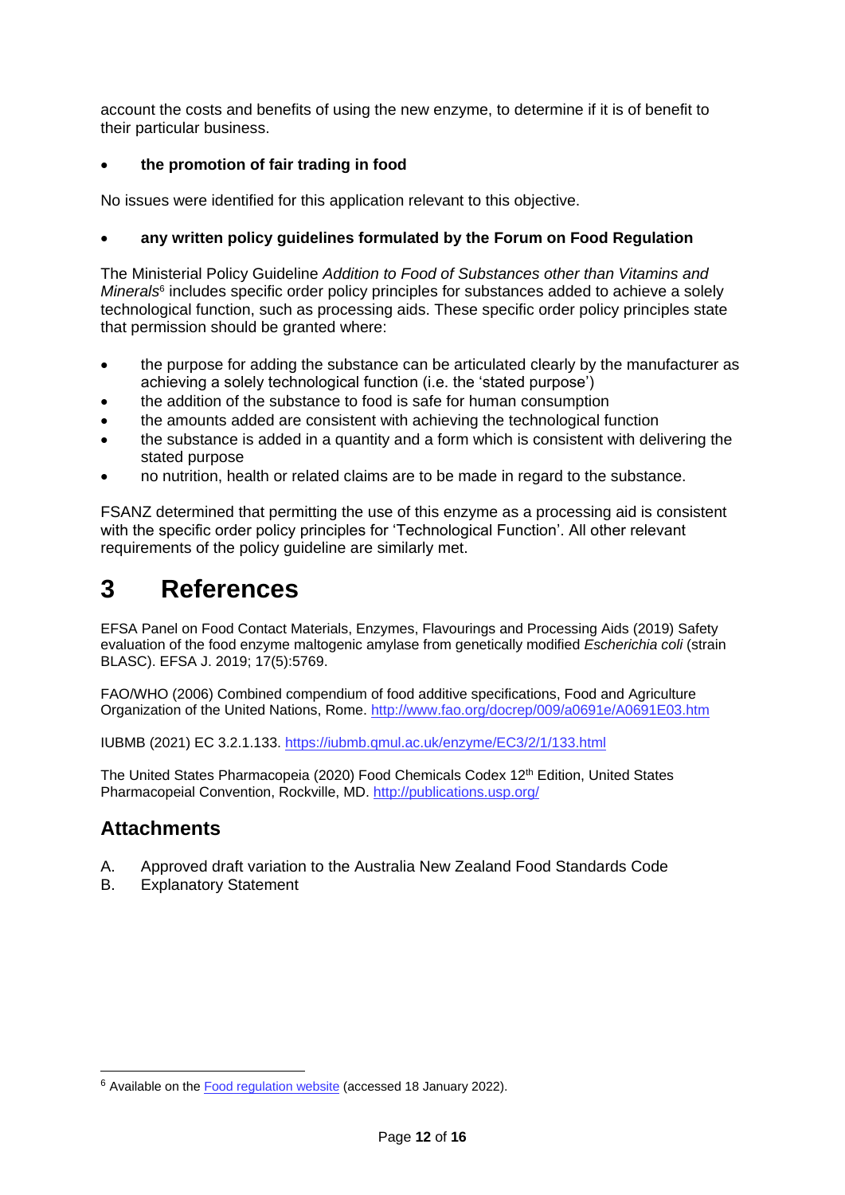account the costs and benefits of using the new enzyme, to determine if it is of benefit to their particular business.

- **the promotion of fair trading in food**

No issues were identified for this application relevant to this objective.

- **any written policy guidelines formulated by the Forum on Food Regulation**

The Ministerial Policy Guideline *Addition to Food of Substances other than Vitamins and Minerals*[6] includes specific order policy principles for substances added to achieve a solely technological function, such as processing aids. These specific order policy principles state that permission should be granted where:

- the purpose for adding the substance can be articulated clearly by the manufacturer as achieving a solely technological function (i.e. the 'stated purpose')
- the addition of the substance to food is safe for human consumption
- the amounts added are consistent with achieving the technological function
- the substance is added in a quantity and a form which is consistent with delivering the stated purpose
- no nutrition, health or related claims are to be made in regard to the substance.

FSANZ determined that permitting the use of this enzyme as a processing aid is consistent with the specific order policy principles for 'Technological Function'. All other relevant requirements of the policy guideline are similarly met.

# 3 References

EFSA Panel on Food Contact Materials, Enzymes, Flavourings and Processing Aids (2019) Safety evaluation of the food enzyme maltogenic amylase from genetically modified *Escherichia coli* (strain BLASC). EFSA J. 2019; 17(5):5769.

FAO/WHO (2006) Combined compendium of food additive specifications, Food and Agriculture Organization of the United Nations, Rome. http://www.fao.org/docrep/009/a0691e/A0691E03.htm

IUBMB (2021) EC 3.2.1.133. https://iubmb.qmul.ac.uk/enzyme/EC3/2/1/133.html

The United States Pharmacopeia (2020) Food Chemicals Codex 12th Edition, United States Pharmacopeial Convention, Rockville, MD. http://publications.usp.org/

## Attachments

A. Approved draft variation to the Australia New Zealand Food Standards Code
B. Explanatory Statement

---

[6] Available on the Food regulation website (accessed 18 January 2022).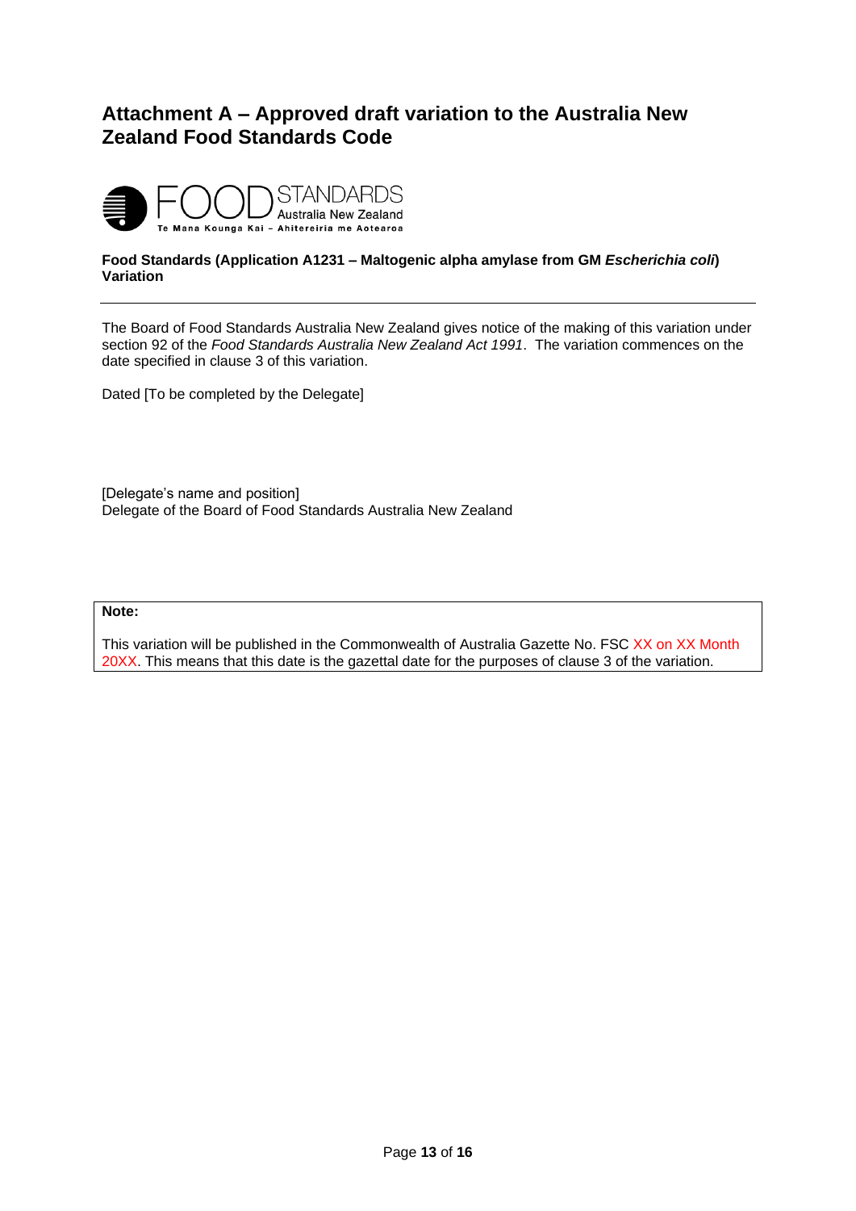# Attachment A – Approved draft variation to the Australia New Zealand Food Standards Code

FOOD STANDARDS Australia New Zealand
Te Mana Kounga Kai – Ahitereiria me Aotearoa

**Food Standards (Application A1231 – Maltogenic alpha amylase from GM *Escherichia coli*) Variation**

---

The Board of Food Standards Australia New Zealand gives notice of the making of this variation under section 92 of the *Food Standards Australia New Zealand Act 1991*. The variation commences on the date specified in clause 3 of this variation.

Dated [To be completed by the Delegate]

[Delegate's name and position]
Delegate of the Board of Food Standards Australia New Zealand

**Note:**

This variation will be published in the Commonwealth of Australia Gazette No. FSC XX on XX Month 20XX. This means that this date is the gazettal date for the purposes of clause 3 of the variation.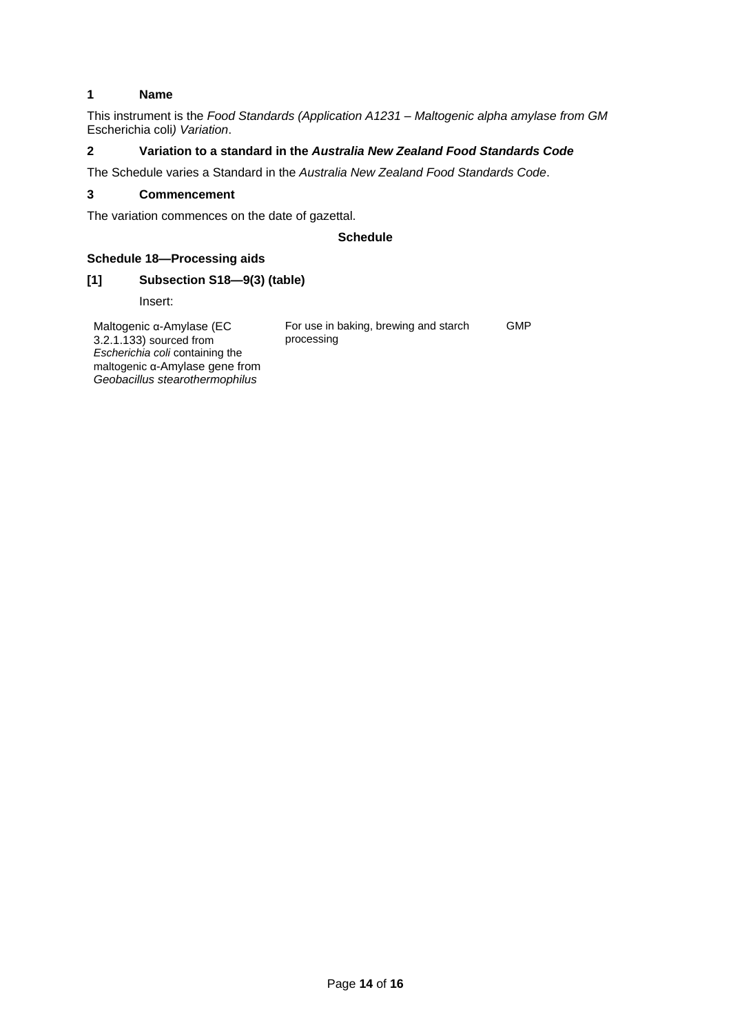### 1 Name

This instrument is the *Food Standards (Application A1231 – Maltogenic alpha amylase from GM* Escherichia coli*) Variation*.

### 2 Variation to a standard in the *Australia New Zealand Food Standards Code*

The Schedule varies a Standard in the *Australia New Zealand Food Standards Code*.

### 3 Commencement

The variation commences on the date of gazettal.

## Schedule

### Schedule 18—Processing aids

### [1] Subsection S18—9(3) (table)

Insert:

| | | |
|---|---|---|
| Maltogenic α-Amylase (EC 3.2.1.133) sourced from *Escherichia coli* containing the maltogenic α-Amylase gene from *Geobacillus stearothermophilus* | For use in baking, brewing and starch processing | GMP |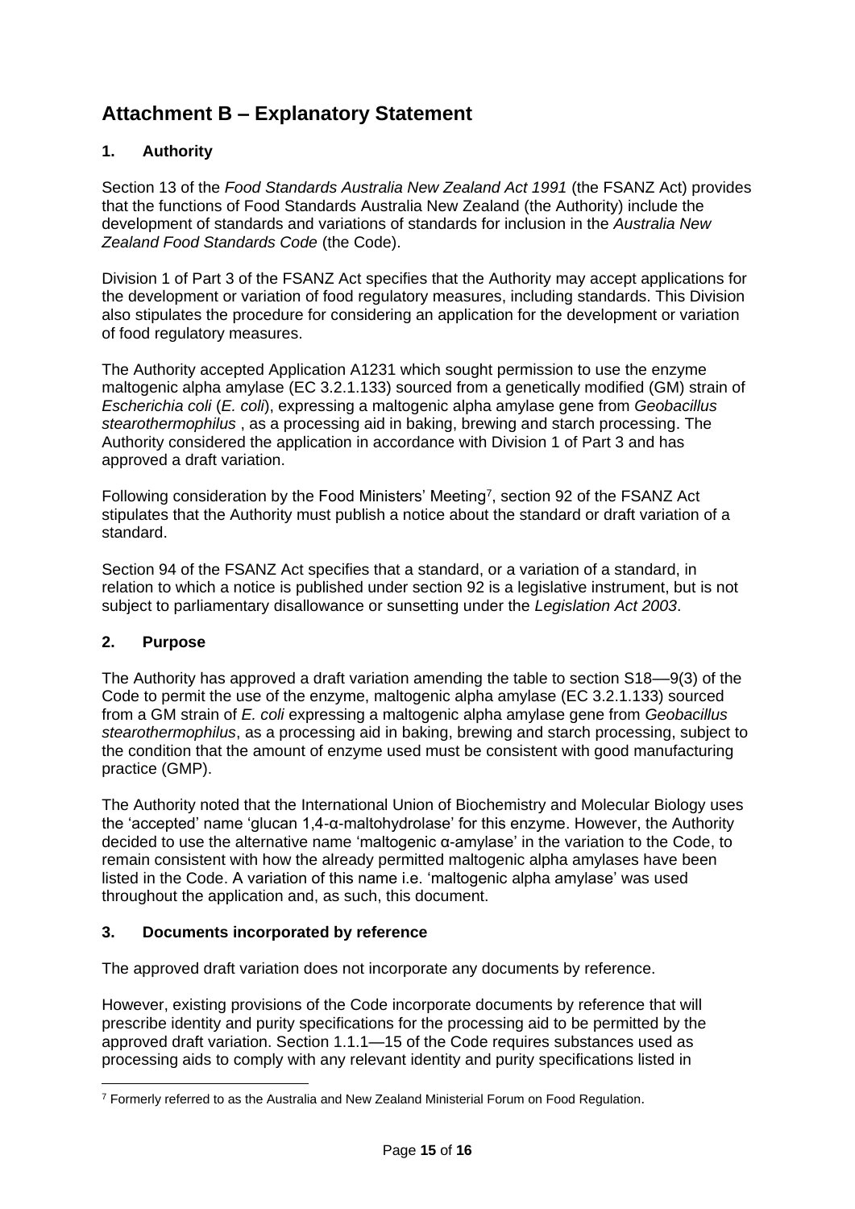# Attachment B – Explanatory Statement

## 1. Authority

Section 13 of the *Food Standards Australia New Zealand Act 1991* (the FSANZ Act) provides that the functions of Food Standards Australia New Zealand (the Authority) include the development of standards and variations of standards for inclusion in the *Australia New Zealand Food Standards Code* (the Code).

Division 1 of Part 3 of the FSANZ Act specifies that the Authority may accept applications for the development or variation of food regulatory measures, including standards. This Division also stipulates the procedure for considering an application for the development or variation of food regulatory measures.

The Authority accepted Application A1231 which sought permission to use the enzyme maltogenic alpha amylase (EC 3.2.1.133) sourced from a genetically modified (GM) strain of *Escherichia coli* (*E. coli*), expressing a maltogenic alpha amylase gene from *Geobacillus stearothermophilus* , as a processing aid in baking, brewing and starch processing. The Authority considered the application in accordance with Division 1 of Part 3 and has approved a draft variation.

Following consideration by the Food Ministers' Meeting[7], section 92 of the FSANZ Act stipulates that the Authority must publish a notice about the standard or draft variation of a standard.

Section 94 of the FSANZ Act specifies that a standard, or a variation of a standard, in relation to which a notice is published under section 92 is a legislative instrument, but is not subject to parliamentary disallowance or sunsetting under the *Legislation Act 2003*.

## 2. Purpose

The Authority has approved a draft variation amending the table to section S18—9(3) of the Code to permit the use of the enzyme, maltogenic alpha amylase (EC 3.2.1.133) sourced from a GM strain of *E. coli* expressing a maltogenic alpha amylase gene from *Geobacillus stearothermophilus*, as a processing aid in baking, brewing and starch processing, subject to the condition that the amount of enzyme used must be consistent with good manufacturing practice (GMP).

The Authority noted that the International Union of Biochemistry and Molecular Biology uses the 'accepted' name 'glucan 1,4-α-maltohydrolase' for this enzyme. However, the Authority decided to use the alternative name 'maltogenic α-amylase' in the variation to the Code, to remain consistent with how the already permitted maltogenic alpha amylases have been listed in the Code. A variation of this name i.e. 'maltogenic alpha amylase' was used throughout the application and, as such, this document.

## 3. Documents incorporated by reference

The approved draft variation does not incorporate any documents by reference.

However, existing provisions of the Code incorporate documents by reference that will prescribe identity and purity specifications for the processing aid to be permitted by the approved draft variation. Section 1.1.1—15 of the Code requires substances used as processing aids to comply with any relevant identity and purity specifications listed in

[7] Formerly referred to as the Australia and New Zealand Ministerial Forum on Food Regulation.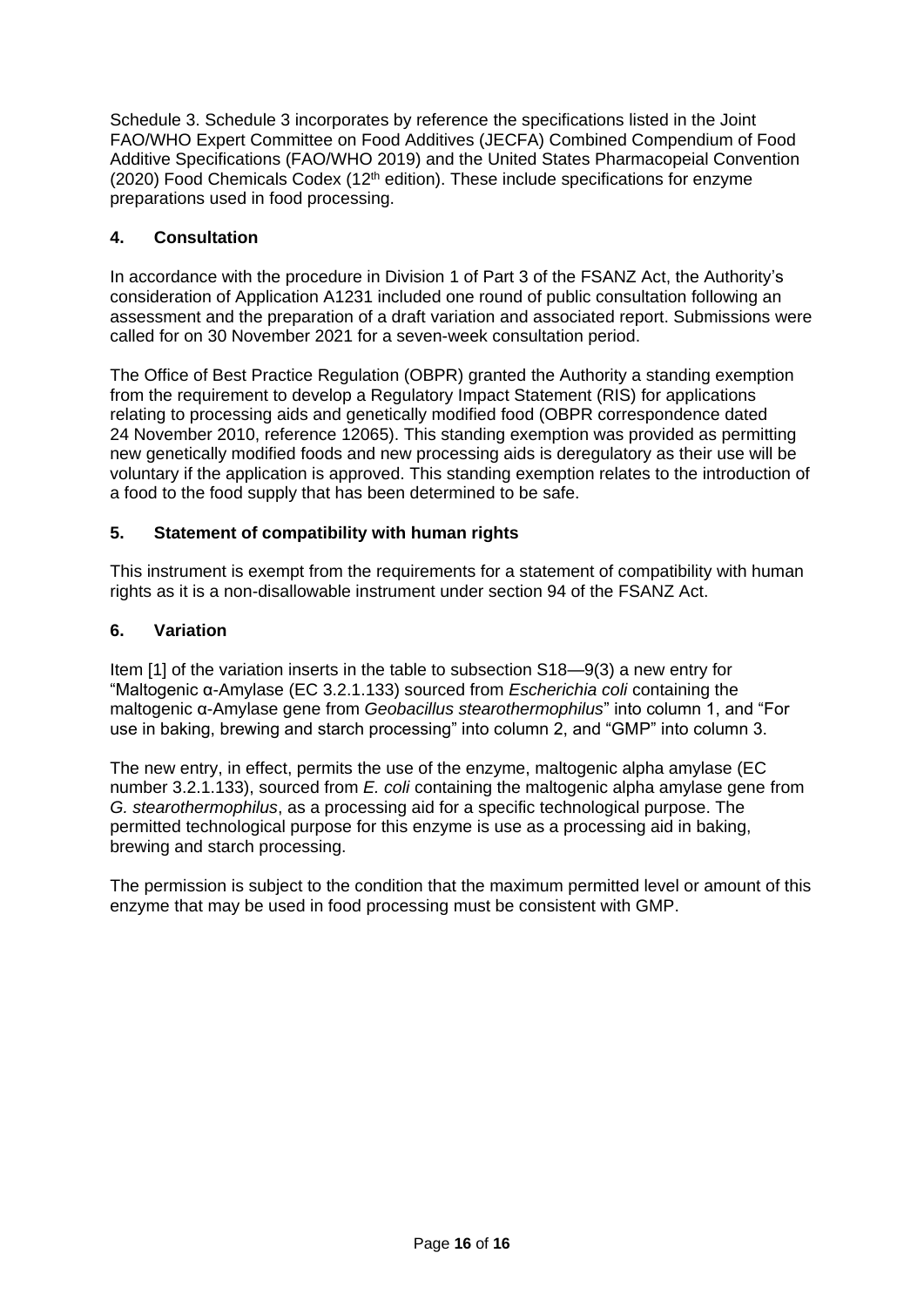Schedule 3. Schedule 3 incorporates by reference the specifications listed in the Joint FAO/WHO Expert Committee on Food Additives (JECFA) Combined Compendium of Food Additive Specifications (FAO/WHO 2019) and the United States Pharmacopeial Convention (2020) Food Chemicals Codex (12th edition). These include specifications for enzyme preparations used in food processing.

## 4. Consultation

In accordance with the procedure in Division 1 of Part 3 of the FSANZ Act, the Authority's consideration of Application A1231 included one round of public consultation following an assessment and the preparation of a draft variation and associated report. Submissions were called for on 30 November 2021 for a seven-week consultation period.

The Office of Best Practice Regulation (OBPR) granted the Authority a standing exemption from the requirement to develop a Regulatory Impact Statement (RIS) for applications relating to processing aids and genetically modified food (OBPR correspondence dated 24 November 2010, reference 12065). This standing exemption was provided as permitting new genetically modified foods and new processing aids is deregulatory as their use will be voluntary if the application is approved. This standing exemption relates to the introduction of a food to the food supply that has been determined to be safe.

## 5. Statement of compatibility with human rights

This instrument is exempt from the requirements for a statement of compatibility with human rights as it is a non-disallowable instrument under section 94 of the FSANZ Act.

## 6. Variation

Item [1] of the variation inserts in the table to subsection S18—9(3) a new entry for "Maltogenic α-Amylase (EC 3.2.1.133) sourced from *Escherichia coli* containing the maltogenic α-Amylase gene from *Geobacillus stearothermophilus*" into column 1, and "For use in baking, brewing and starch processing" into column 2, and "GMP" into column 3.

The new entry, in effect, permits the use of the enzyme, maltogenic alpha amylase (EC number 3.2.1.133), sourced from *E. coli* containing the maltogenic alpha amylase gene from *G. stearothermophilus*, as a processing aid for a specific technological purpose. The permitted technological purpose for this enzyme is use as a processing aid in baking, brewing and starch processing.

The permission is subject to the condition that the maximum permitted level or amount of this enzyme that may be used in food processing must be consistent with GMP.